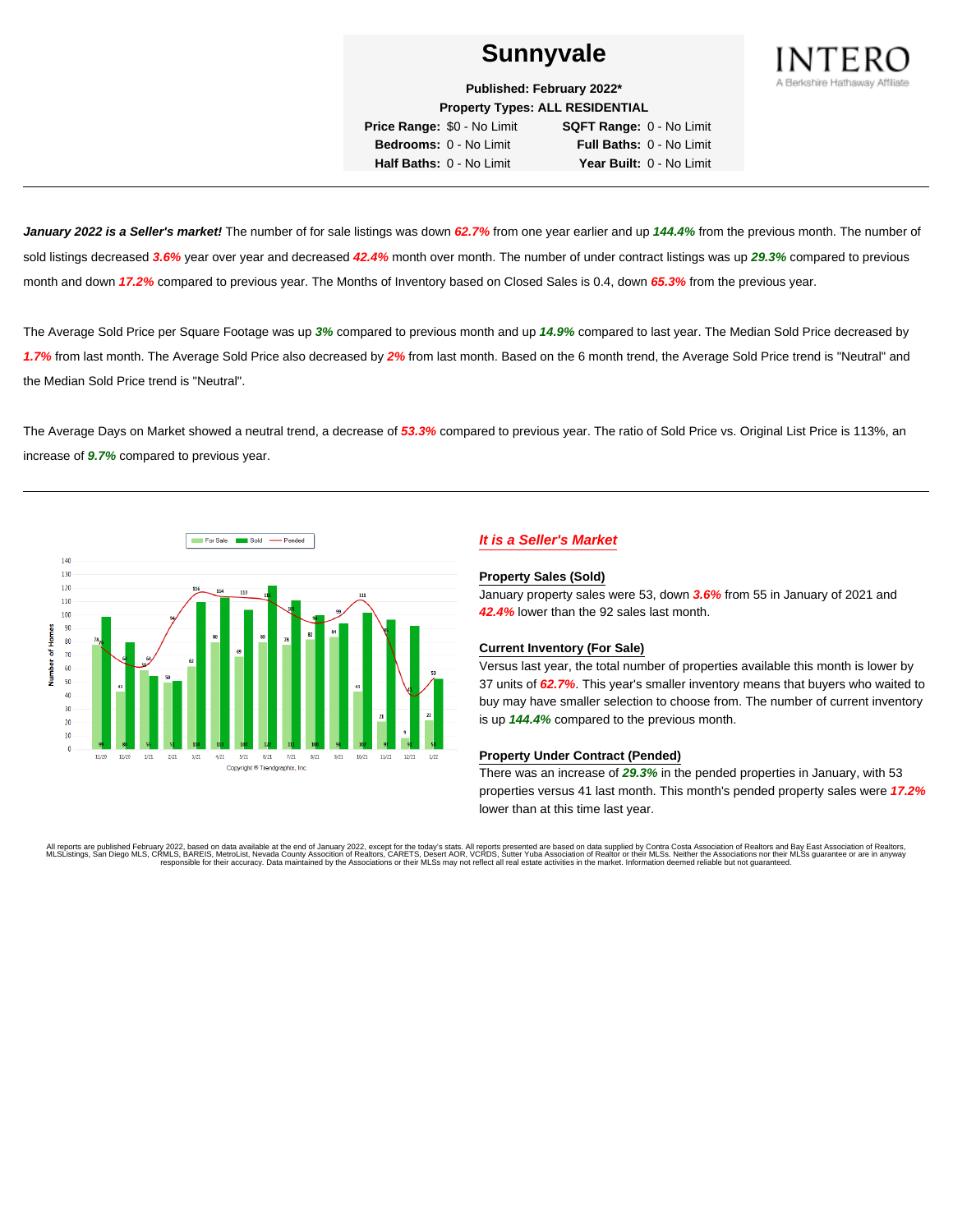# Sunnyvale

**Published: February 2022***

**Property Types: ALL RESIDENTIAL**

| | | | |
|---|---|---|---|
| **Price Range:** | $0 - No Limit | **SQFT Range:** | 0 - No Limit |
| **Bedrooms:** | 0 - No Limit | **Full Baths:** | 0 - No Limit |
| **Half Baths:** | 0 - No Limit | **Year Built:** | 0 - No Limit |

INTERO
A Berkshire Hathaway Affiliate

---

***January 2022 is a Seller's market!*** The number of for sale listings was down ***62.7%*** from one year earlier and up ***144.4%*** from the previous month. The number of sold listings decreased ***3.6%*** year over year and decreased ***42.4%*** month over month. The number of under contract listings was up ***29.3%*** compared to previous month and down ***17.2%*** compared to previous year. The Months of Inventory based on Closed Sales is 0.4, down ***65.3%*** from the previous year.

The Average Sold Price per Square Footage was up ***3%*** compared to previous month and up ***14.9%*** compared to last year. The Median Sold Price decreased by ***1.7%*** from last month. The Average Sold Price also decreased by ***2%*** from last month. Based on the 6 month trend, the Average Sold Price trend is "Neutral" and the Median Sold Price trend is "Neutral".

The Average Days on Market showed a neutral trend, a decrease of ***53.3%*** compared to previous year. The ratio of Sold Price vs. Original List Price is 113%, an increase of ***9.7%*** compared to previous year.

---

***It is a Seller's Market***

**Property Sales (Sold)**

January property sales were 53, down ***3.6%*** from 55 in January of 2021 and ***42.4%*** lower than the 92 sales last month.

**Current Inventory (For Sale)**

Versus last year, the total number of properties available this month is lower by 37 units of ***62.7%***. This year's smaller inventory means that buyers who waited to buy may have smaller selection to choose from. The number of current inventory is up ***144.4%*** compared to the previous month.

**Property Under Contract (Pended)**

There was an increase of ***29.3%*** in the pended properties in January, with 53 properties versus 41 last month. This month's pended property sales were ***17.2%*** lower than at this time last year.

All reports are published February 2022, based on data available at the end of January 2022, except for the today's stats. All reports presented are based on data supplied by Contra Costa Association of Realtors and Bay East Association of Realtors, MLSListings, San Diego MLS, CRMLS, BAREIS, MetroList, Nevada County Association of Realtors, CARETS, Desert AOR, VCRDS, Sutter Yuba Association of Realtor or their MLSs. Neither the Associations nor their MLSs guarantee or are in anyway responsible for their accuracy. Data maintained by the Associations or their MLSs may not reflect all real estate activities in the market. Information deemed reliable but not guaranteed.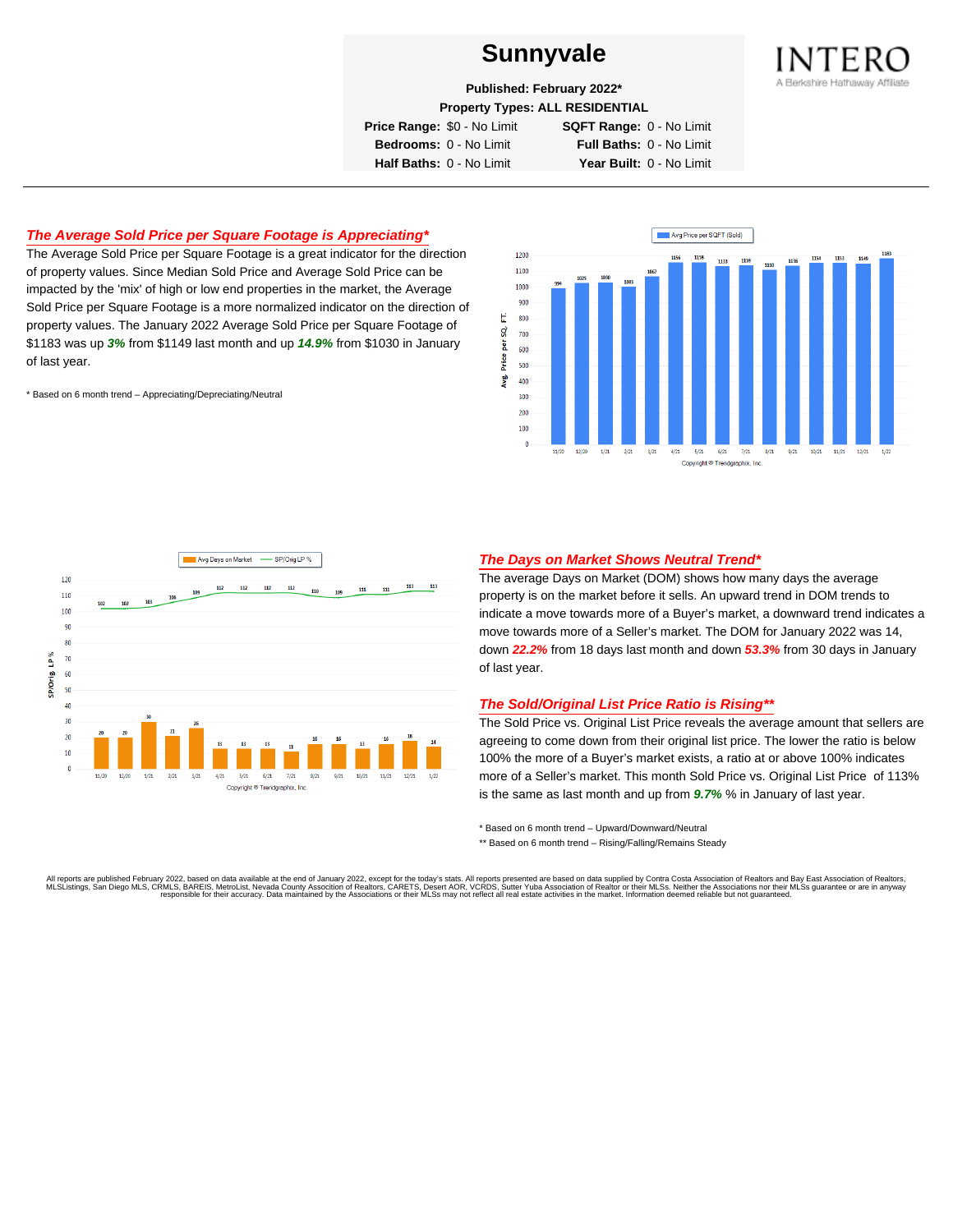# Sunnyvale

**Published: February 2022***

**Property Types: ALL RESIDENTIAL**

| | | | |
|---|---|---|---|
| **Price Range:** | $0 - No Limit | **SQFT Range:** | 0 - No Limit |
| **Bedrooms:** | 0 - No Limit | **Full Baths:** | 0 - No Limit |
| **Half Baths:** | 0 - No Limit | **Year Built:** | 0 - No Limit |

INTERO
A Berkshire Hathaway Affiliate

---

## *The Average Sold Price per Square Footage is Appreciating**

The Average Sold Price per Square Footage is a great indicator for the direction of property values. Since Median Sold Price and Average Sold Price can be impacted by the 'mix' of high or low end properties in the market, the Average Sold Price per Square Footage is a more normalized indicator on the direction of property values. The January 2022 Average Sold Price per Square Footage of $1183 was up ***3%*** from $1149 last month and up ***14.9%*** from $1030 in January of last year.

* Based on 6 month trend – Appreciating/Depreciating/Neutral

Avg Price per SQFT (Sold)

| Month | 11/20 | 12/20 | 1/21 | 2/21 | 3/21 | 4/21 | 5/21 | 6/21 | 7/21 | 8/21 | 9/21 | 10/21 | 11/21 | 12/21 | 1/22 |
|---|---|---|---|---|---|---|---|---|---|---|---|---|---|---|---|
| Avg. Price per SQ. FT. | 994 | 1025 | 1030 | 1003 | 1067 | 1156 | 1158 | 1133 | 1139 | 1110 | 1136 | 1154 | 1153 | 1149 | 1183 |

Copyright © Trendgraphix, Inc.

Avg Days on Market — SP/Orig LP %

| Month | 11/20 | 12/20 | 1/21 | 2/21 | 3/21 | 4/21 | 5/21 | 6/21 | 7/21 | 8/21 | 9/21 | 10/21 | 11/21 | 12/21 | 1/22 |
|---|---|---|---|---|---|---|---|---|---|---|---|---|---|---|---|
| Avg Days on Market | 20 | 20 | 30 | 21 | 26 | 13 | 13 | 13 | 11 | 16 | 16 | 13 | 16 | 18 | 14 |
| SP/Orig LP % | 102 | 102 | 103 | 106 | 109 | 112 | 112 | 112 | 112 | 110 | 109 | 111 | 111 | 113 | 113 |

Copyright © Trendgraphix, Inc.

## *The Days on Market Shows Neutral Trend**

The average Days on Market (DOM) shows how many days the average property is on the market before it sells. An upward trend in DOM trends to indicate a move towards more of a Buyer's market, a downward trend indicates a move towards more of a Seller's market. The DOM for January 2022 was 14, down ***22.2%*** from 18 days last month and down ***53.3%*** from 30 days in January of last year.

## *The Sold/Original List Price Ratio is Rising***

The Sold Price vs. Original List Price reveals the average amount that sellers are agreeing to come down from their original list price. The lower the ratio is below 100% the more of a Buyer's market exists, a ratio at or above 100% indicates more of a Seller's market. This month Sold Price vs. Original List Price of 113% is the same as last month and up from ***9.7%*** % in January of last year.

* Based on 6 month trend – Upward/Downward/Neutral

** Based on 6 month trend – Rising/Falling/Remains Steady

All reports are published February 2022, based on data available at the end of January 2022, except for the today's stats. All reports presented are based on data supplied by Contra Costa Association of Realtors and Bay East Association of Realtors, MLSListings, San Diego MLS, CRMLS, BAREIS, MetroList, Nevada County Association of Realtors, CARETS, Desert AOR, VCRDS, Sutter Yuba Association of Realtor or their MLSs. Neither the Associations nor their MLSs guarantee or are in anyway responsible for their accuracy. Data maintained by the Associations or their MLSs may not reflect all real estate activities in the market. Information deemed reliable but not guaranteed.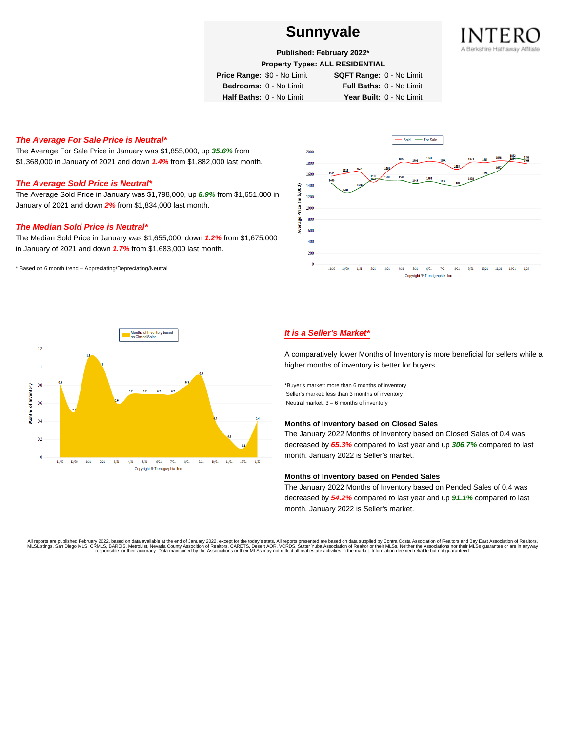# Sunnyvale

**Published: February 2022***

**Property Types: ALL RESIDENTIAL**

**Price Range:** $0 - No Limit **SQFT Range:** 0 - No Limit

**Bedrooms:** 0 - No Limit **Full Baths:** 0 - No Limit

**Half Baths:** 0 - No Limit **Year Built:** 0 - No Limit

INTERO
A Berkshire Hathaway Affiliate

---

## *The Average For Sale Price is Neutral**

The Average For Sale Price in January was $1,855,000, up ***35.6%*** from $1,368,000 in January of 2021 and down ***1.4%*** from $1,882,000 last month.

## *The Average Sold Price is Neutral**

The Average Sold Price in January was $1,798,000, up ***8.9%*** from $1,651,000 in January of 2021 and down ***2%*** from $1,834,000 last month.

## *The Median Sold Price is Neutral**

The Median Sold Price in January was $1,655,000, down ***1.2%*** from $1,675,000 in January of 2021 and down ***1.7%*** from $1,683,000 last month.

* Based on 6 month trend – Appreciating/Depreciating/Neutral

## *It is a Seller's Market**

A comparatively lower Months of Inventory is more beneficial for sellers while a higher months of inventory is better for buyers.

*Buyer's market: more than 6 months of inventory
Seller's market: less than 3 months of inventory
Neutral market: 3 – 6 months of inventory

### Months of Inventory based on Closed Sales

The January 2022 Months of Inventory based on Closed Sales of 0.4 was decreased by ***65.3%*** compared to last year and up ***306.7%*** compared to last month. January 2022 is Seller's market.

### Months of Inventory based on Pended Sales

The January 2022 Months of Inventory based on Pended Sales of 0.4 was decreased by ***54.2%*** compared to last year and up ***91.1%*** compared to last month. January 2022 is Seller's market.

All reports are published February 2022, based on data available at the end of January 2022, except for the today's stats. All reports presented are based on data supplied by Contra Costa Association of Realtors and Bay East Association of Realtors, MLSListings, San Diego MLS, CRMLS, BAREIS, MetroList, Nevada County Association of Realtors, CARETS, Desert AOR, VCRDS, Sutter Yuba Association of Realtor or their MLSs. Neither the Associations nor their MLSs guarantee or are in anyway responsible for their accuracy. Data maintained by the Associations or their MLSs may not reflect all real estate activities in the market. Information deemed reliable but not guaranteed.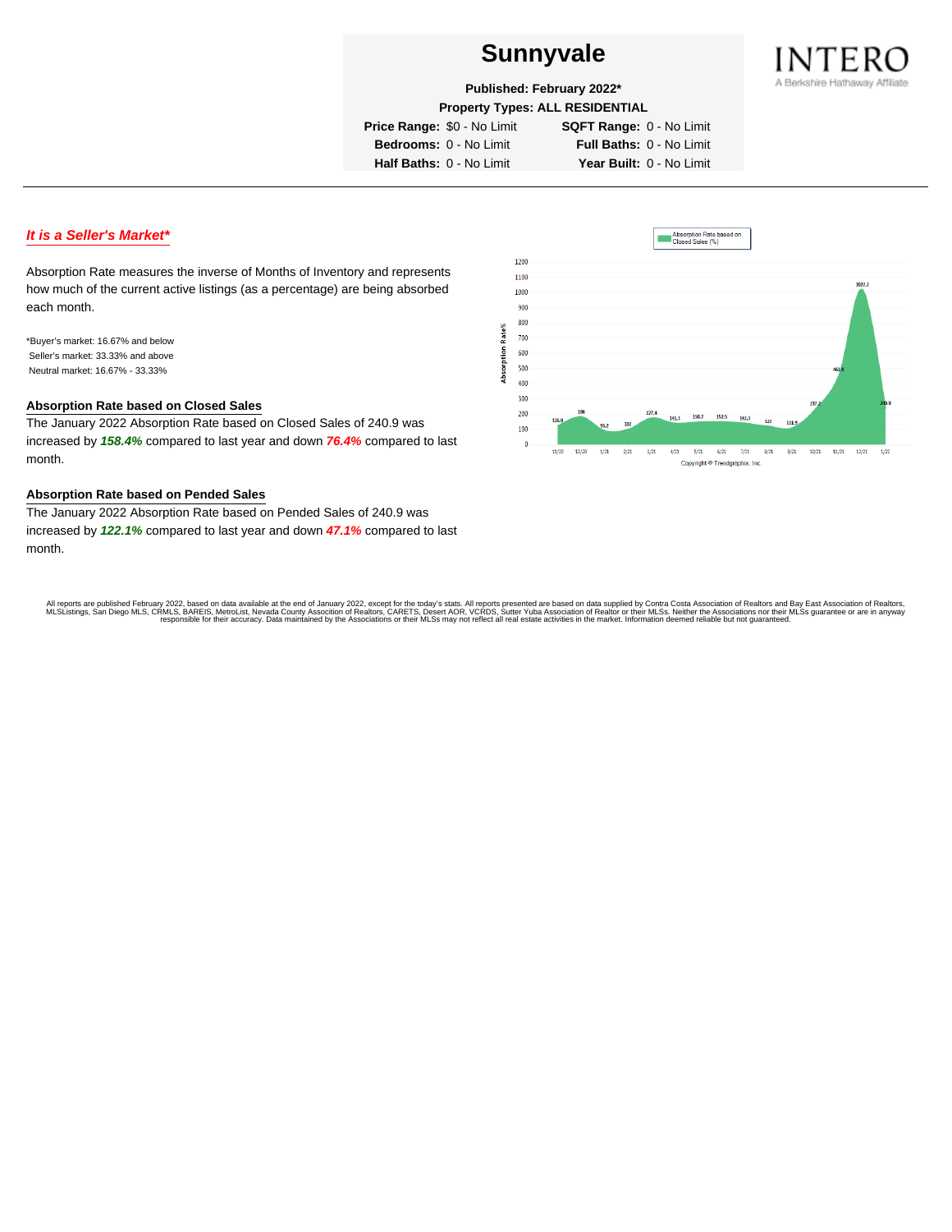# Sunnyvale

**Published: February 2022***

**Property Types: ALL RESIDENTIAL**

**Price Range:** $0 - No Limit **SQFT Range:** 0 - No Limit

**Bedrooms:** 0 - No Limit **Full Baths:** 0 - No Limit

**Half Baths:** 0 - No Limit **Year Built:** 0 - No Limit

INTERO
A Berkshire Hathaway Affiliate

---

***It is a Seller's Market****

Absorption Rate measures the inverse of Months of Inventory and represents how much of the current active listings (as a percentage) are being absorbed each month.

*Buyer's market: 16.67% and below
Seller's market: 33.33% and above
Neutral market: 16.67% - 33.33%

Absorption Rate based on Closed Sales (%)

Absorption Rate%

1200
1100
1000
900
800
700
600
500
400
300
200
100
0

126.9
186
93.2
102
177.4
141.3
150.7
152.5
141.3
122
111.9
237.2
461.9
1022.2
240.9

11/20 12/20 1/21 2/21 3/21 4/21 5/21 6/21 7/21 8/21 9/21 10/21 11/21 12/21 1/22

Copyright © Trendgraphix, Inc.

### Absorption Rate based on Closed Sales

The January 2022 Absorption Rate based on Closed Sales of 240.9 was increased by ***158.4%*** compared to last year and down ***76.4%*** compared to last month.

### Absorption Rate based on Pended Sales

The January 2022 Absorption Rate based on Pended Sales of 240.9 was increased by ***122.1%*** compared to last year and down ***47.1%*** compared to last month.

All reports are published February 2022, based on data available at the end of January 2022, except for the today's stats. All reports presented are based on data supplied by Contra Costa Association of Realtors and Bay East Association of Realtors, MLSListings, San Diego MLS, CRMLS, BAREIS, MetroList, Nevada County Association of Realtors, CARETS, Desert AOR, VCRDS, Sutter Yuba Association of Realtor or their MLSs. Neither the Associations nor their MLSs guarantee or are in anyway responsible for their accuracy. Data maintained by the Associations or their MLSs may not reflect all real estate activities in the market. Information deemed reliable but not guaranteed.